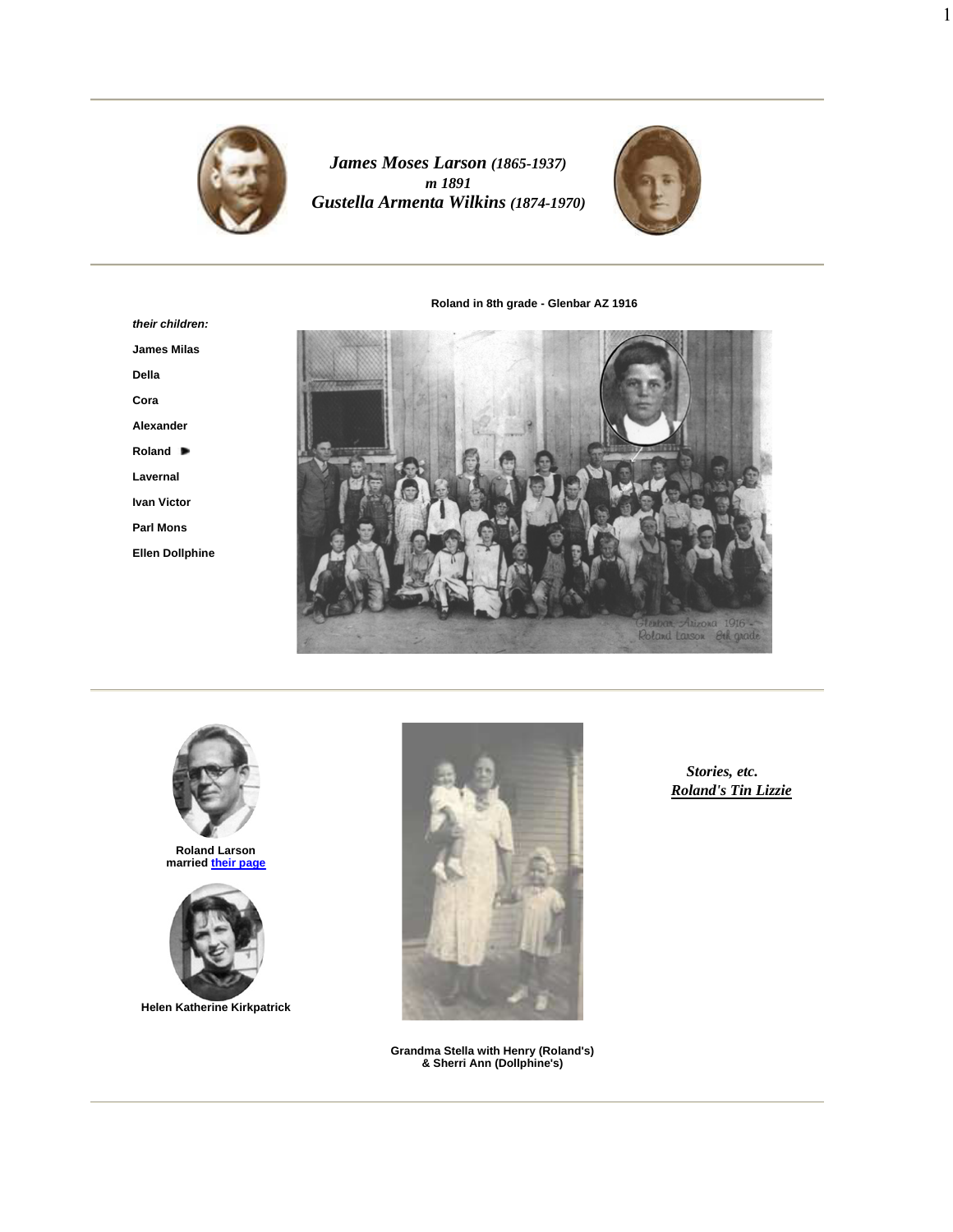***James Moses Larson** (1865-1937)*
***m 1891***
***Gustella Armenta Wilkins** (1874-1970)*

***their children:***

**James Milas**

**Della**

**Cora**

**Alexander**

**Roland**

**Lavernal**

**Ivan Victor**

**Parl Mons**

**Ellen Dollphine**

**Roland in 8th grade - Glenbar AZ 1916**

Glenbar Arizona 1916
Roland Larson 8th grade

**Roland Larson**
**married [their page]**

**Helen Katherine Kirkpatrick**

**Grandma Stella with Henry (Roland's)**
**& Sherri Ann (Dollphine's)**

***Stories, etc.***
***Roland's Tin Lizzie***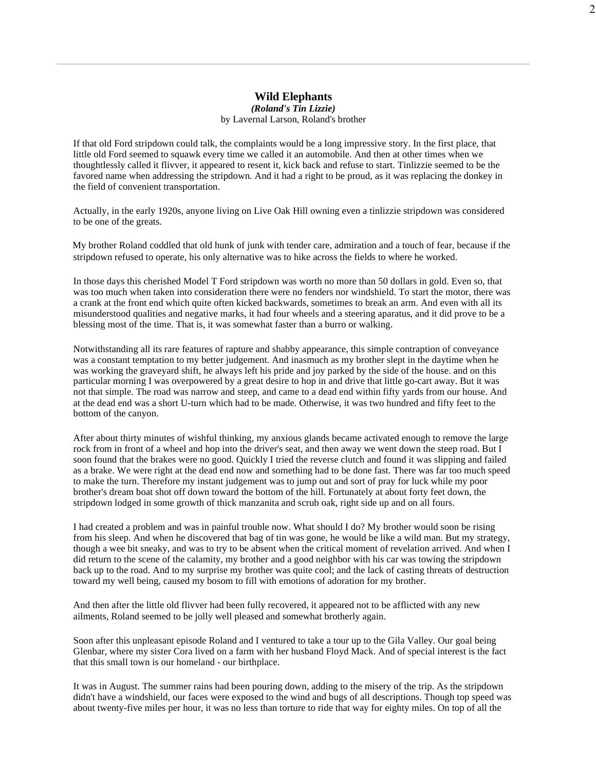## Wild Elephants

***(Roland's Tin Lizzie)***

by Lavernal Larson, Roland's brother

If that old Ford stripdown could talk, the complaints would be a long impressive story. In the first place, that little old Ford seemed to squawk every time we called it an automobile. And then at other times when we thoughtlessly called it flivver, it appeared to resent it, kick back and refuse to start. Tinlizzie seemed to be the favored name when addressing the stripdown. And it had a right to be proud, as it was replacing the donkey in the field of convenient transportation.

Actually, in the early 1920s, anyone living on Live Oak Hill owning even a tinlizzie stripdown was considered to be one of the greats.

My brother Roland coddled that old hunk of junk with tender care, admiration and a touch of fear, because if the stripdown refused to operate, his only alternative was to hike across the fields to where he worked.

In those days this cherished Model T Ford stripdown was worth no more than 50 dollars in gold. Even so, that was too much when taken into consideration there were no fenders nor windshield. To start the motor, there was a crank at the front end which quite often kicked backwards, sometimes to break an arm. And even with all its misunderstood qualities and negative marks, it had four wheels and a steering aparatus, and it did prove to be a blessing most of the time. That is, it was somewhat faster than a burro or walking.

Notwithstanding all its rare features of rapture and shabby appearance, this simple contraption of conveyance was a constant temptation to my better judgement. And inasmuch as my brother slept in the daytime when he was working the graveyard shift, he always left his pride and joy parked by the side of the house. and on this particular morning I was overpowered by a great desire to hop in and drive that little go-cart away. But it was not that simple. The road was narrow and steep, and came to a dead end within fifty yards from our house. And at the dead end was a short U-turn which had to be made. Otherwise, it was two hundred and fifty feet to the bottom of the canyon.

After about thirty minutes of wishful thinking, my anxious glands became activated enough to remove the large rock from in front of a wheel and hop into the driver's seat, and then away we went down the steep road. But I soon found that the brakes were no good. Quickly I tried the reverse clutch and found it was slipping and failed as a brake. We were right at the dead end now and something had to be done fast. There was far too much speed to make the turn. Therefore my instant judgement was to jump out and sort of pray for luck while my poor brother's dream boat shot off down toward the bottom of the hill. Fortunately at about forty feet down, the stripdown lodged in some growth of thick manzanita and scrub oak, right side up and on all fours.

I had created a problem and was in painful trouble now. What should I do? My brother would soon be rising from his sleep. And when he discovered that bag of tin was gone, he would be like a wild man. But my strategy, though a wee bit sneaky, and was to try to be absent when the critical moment of revelation arrived. And when I did return to the scene of the calamity, my brother and a good neighbor with his car was towing the stripdown back up to the road. And to my surprise my brother was quite cool; and the lack of casting threats of destruction toward my well being, caused my bosom to fill with emotions of adoration for my brother.

And then after the little old flivver had been fully recovered, it appeared not to be afflicted with any new ailments, Roland seemed to be jolly well pleased and somewhat brotherly again.

Soon after this unpleasant episode Roland and I ventured to take a tour up to the Gila Valley. Our goal being Glenbar, where my sister Cora lived on a farm with her husband Floyd Mack. And of special interest is the fact that this small town is our homeland - our birthplace.

It was in August. The summer rains had been pouring down, adding to the misery of the trip. As the stripdown didn't have a windshield, our faces were exposed to the wind and bugs of all descriptions. Though top speed was about twenty-five miles per hour, it was no less than torture to ride that way for eighty miles. On top of all the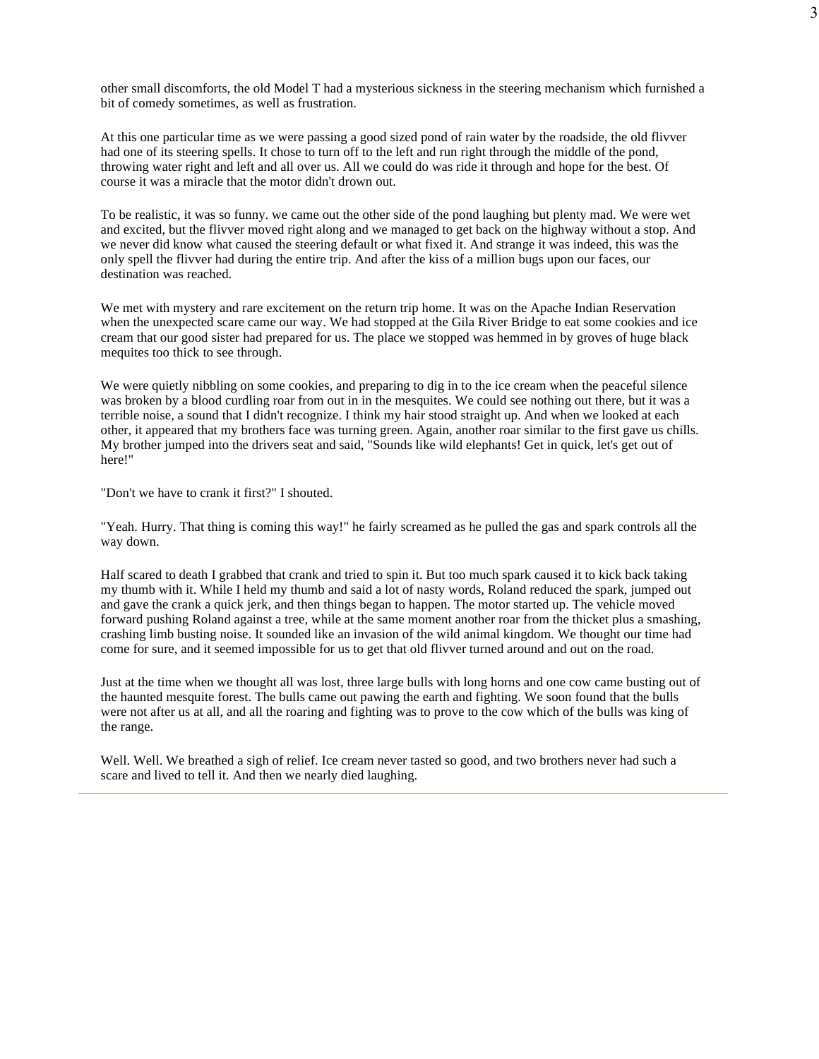other small discomforts, the old Model T had a mysterious sickness in the steering mechanism which furnished a bit of comedy sometimes, as well as frustration.

At this one particular time as we were passing a good sized pond of rain water by the roadside, the old flivver had one of its steering spells. It chose to turn off to the left and run right through the middle of the pond, throwing water right and left and all over us. All we could do was ride it through and hope for the best. Of course it was a miracle that the motor didn't drown out.

To be realistic, it was so funny. we came out the other side of the pond laughing but plenty mad. We were wet and excited, but the flivver moved right along and we managed to get back on the highway without a stop. And we never did know what caused the steering default or what fixed it. And strange it was indeed, this was the only spell the flivver had during the entire trip. And after the kiss of a million bugs upon our faces, our destination was reached.

We met with mystery and rare excitement on the return trip home. It was on the Apache Indian Reservation when the unexpected scare came our way. We had stopped at the Gila River Bridge to eat some cookies and ice cream that our good sister had prepared for us. The place we stopped was hemmed in by groves of huge black mequites too thick to see through.

We were quietly nibbling on some cookies, and preparing to dig in to the ice cream when the peaceful silence was broken by a blood curdling roar from out in in the mesquites. We could see nothing out there, but it was a terrible noise, a sound that I didn't recognize. I think my hair stood straight up. And when we looked at each other, it appeared that my brothers face was turning green. Again, another roar similar to the first gave us chills. My brother jumped into the drivers seat and said, "Sounds like wild elephants! Get in quick, let's get out of here!"

"Don't we have to crank it first?" I shouted.

"Yeah. Hurry. That thing is coming this way!" he fairly screamed as he pulled the gas and spark controls all the way down.

Half scared to death I grabbed that crank and tried to spin it. But too much spark caused it to kick back taking my thumb with it. While I held my thumb and said a lot of nasty words, Roland reduced the spark, jumped out and gave the crank a quick jerk, and then things began to happen. The motor started up. The vehicle moved forward pushing Roland against a tree, while at the same moment another roar from the thicket plus a smashing, crashing limb busting noise. It sounded like an invasion of the wild animal kingdom. We thought our time had come for sure, and it seemed impossible for us to get that old flivver turned around and out on the road.

Just at the time when we thought all was lost, three large bulls with long horns and one cow came busting out of the haunted mesquite forest. The bulls came out pawing the earth and fighting. We soon found that the bulls were not after us at all, and all the roaring and fighting was to prove to the cow which of the bulls was king of the range.

Well. Well. We breathed a sigh of relief. Ice cream never tasted so good, and two brothers never had such a scare and lived to tell it. And then we nearly died laughing.